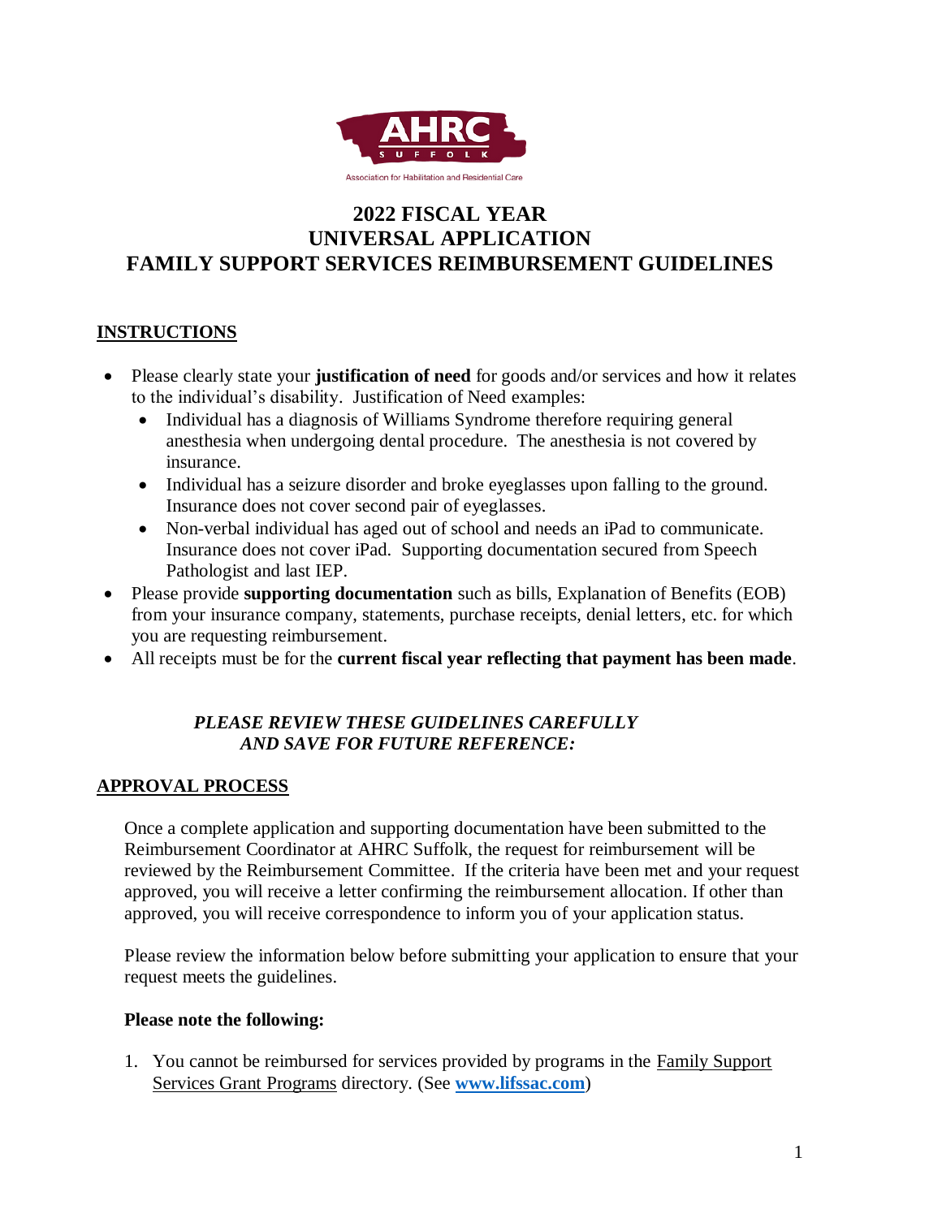AHRC SUFFOLK

Association for Habilitation and Residential Care

# 2022 FISCAL YEAR
# UNIVERSAL APPLICATION
# FAMILY SUPPORT SERVICES REIMBURSEMENT GUIDELINES

## INSTRUCTIONS

- Please clearly state your **justification of need** for goods and/or services and how it relates to the individual's disability. Justification of Need examples:
  - Individual has a diagnosis of Williams Syndrome therefore requiring general anesthesia when undergoing dental procedure. The anesthesia is not covered by insurance.
  - Individual has a seizure disorder and broke eyeglasses upon falling to the ground. Insurance does not cover second pair of eyeglasses.
  - Non-verbal individual has aged out of school and needs an iPad to communicate. Insurance does not cover iPad. Supporting documentation secured from Speech Pathologist and last IEP.
- Please provide **supporting documentation** such as bills, Explanation of Benefits (EOB) from your insurance company, statements, purchase receipts, denial letters, etc. for which you are requesting reimbursement.
- All receipts must be for the **current fiscal year reflecting that payment has been made**.

***PLEASE REVIEW THESE GUIDELINES CAREFULLY AND SAVE FOR FUTURE REFERENCE:***

## APPROVAL PROCESS

Once a complete application and supporting documentation have been submitted to the Reimbursement Coordinator at AHRC Suffolk, the request for reimbursement will be reviewed by the Reimbursement Committee. If the criteria have been met and your request approved, you will receive a letter confirming the reimbursement allocation. If other than approved, you will receive correspondence to inform you of your application status.

Please review the information below before submitting your application to ensure that your request meets the guidelines.

**Please note the following:**

1. You cannot be reimbursed for services provided by programs in the Family Support Services Grant Programs directory. (See **www.lifssac.com**)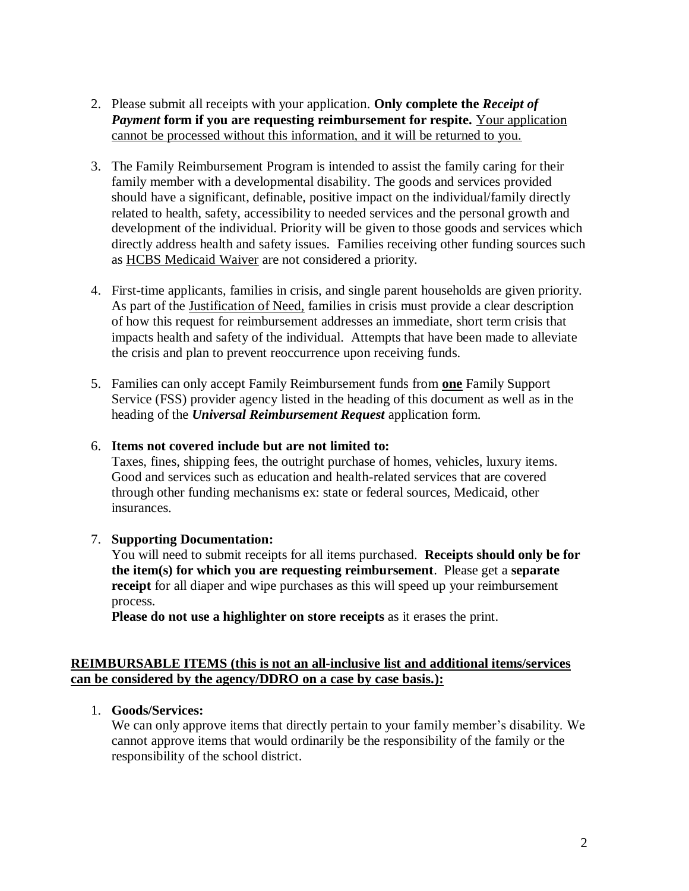2. Please submit all receipts with your application. **Only complete the *Receipt of Payment* form if you are requesting reimbursement for respite.** <u>Your application cannot be processed without this information, and it will be returned to you.</u>

3. The Family Reimbursement Program is intended to assist the family caring for their family member with a developmental disability. The goods and services provided should have a significant, definable, positive impact on the individual/family directly related to health, safety, accessibility to needed services and the personal growth and development of the individual. Priority will be given to those goods and services which directly address health and safety issues. Families receiving other funding sources such as <u>HCBS Medicaid Waiver</u> are not considered a priority.

4. First-time applicants, families in crisis, and single parent households are given priority. As part of the <u>Justification of Need,</u> families in crisis must provide a clear description of how this request for reimbursement addresses an immediate, short term crisis that impacts health and safety of the individual. Attempts that have been made to alleviate the crisis and plan to prevent reoccurrence upon receiving funds.

5. Families can only accept Family Reimbursement funds from **<u>one</u>** Family Support Service (FSS) provider agency listed in the heading of this document as well as in the heading of the ***Universal Reimbursement Request*** application form.

6. **Items not covered include but are not limited to:**
   Taxes, fines, shipping fees, the outright purchase of homes, vehicles, luxury items. Good and services such as education and health-related services that are covered through other funding mechanisms ex: state or federal sources, Medicaid, other insurances.

7. **Supporting Documentation:**
   You will need to submit receipts for all items purchased. **Receipts should only be for the item(s) for which you are requesting reimbursement**. Please get a **separate receipt** for all diaper and wipe purchases as this will speed up your reimbursement process.
   **Please do not use a highlighter on store receipts** as it erases the print.

**<u>REIMBURSABLE ITEMS (this is not an all-inclusive list and additional items/services can be considered by the agency/DDRO on a case by case basis.):</u>**

1. **Goods/Services:**
   We can only approve items that directly pertain to your family member's disability. We cannot approve items that would ordinarily be the responsibility of the family or the responsibility of the school district.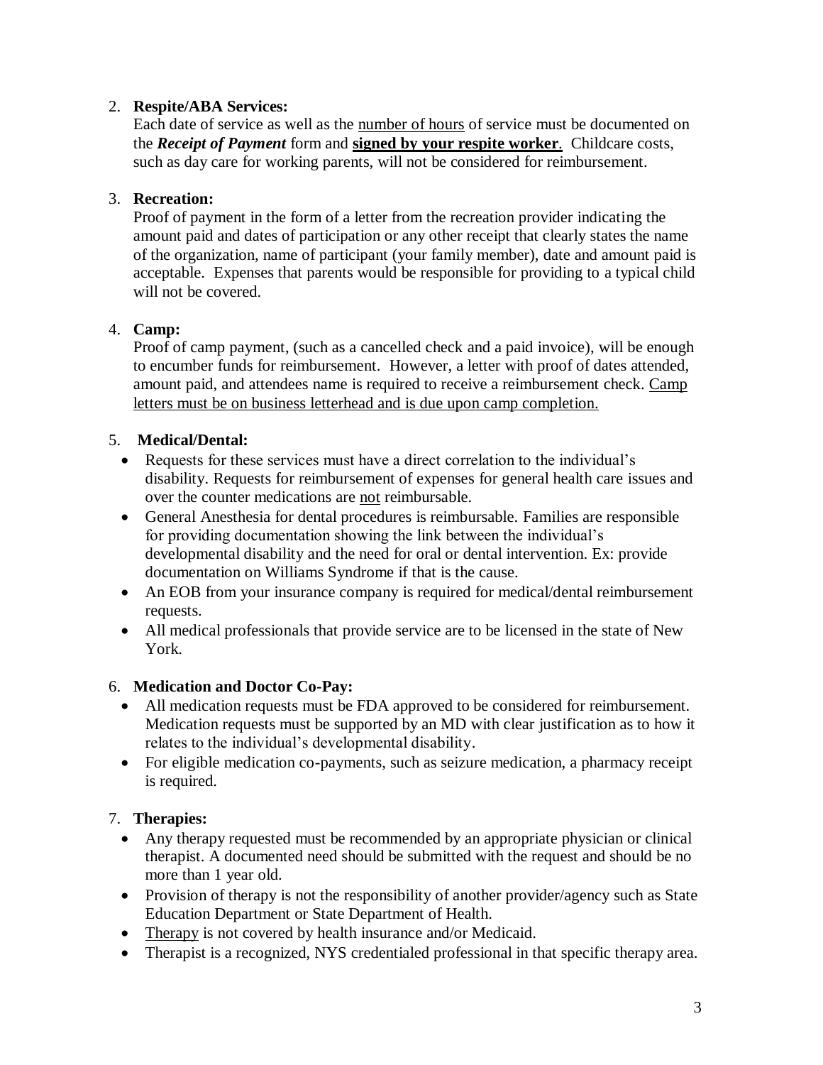2. **Respite/ABA Services:**
   Each date of service as well as the <u>number of hours</u> of service must be documented on the ***Receipt of Payment*** form and <u>**signed by your respite worker**</u>. Childcare costs, such as day care for working parents, will not be considered for reimbursement.

3. **Recreation:**
   Proof of payment in the form of a letter from the recreation provider indicating the amount paid and dates of participation or any other receipt that clearly states the name of the organization, name of participant (your family member), date and amount paid is acceptable. Expenses that parents would be responsible for providing to a typical child will not be covered.

4. **Camp:**
   Proof of camp payment, (such as a cancelled check and a paid invoice), will be enough to encumber funds for reimbursement. However, a letter with proof of dates attended, amount paid, and attendees name is required to receive a reimbursement check. <u>Camp letters must be on business letterhead and is due upon camp completion.</u>

5. **Medical/Dental:**
   - Requests for these services must have a direct correlation to the individual's disability. Requests for reimbursement of expenses for general health care issues and over the counter medications are <u>not</u> reimbursable.
   - General Anesthesia for dental procedures is reimbursable. Families are responsible for providing documentation showing the link between the individual's developmental disability and the need for oral or dental intervention. Ex: provide documentation on Williams Syndrome if that is the cause.
   - An EOB from your insurance company is required for medical/dental reimbursement requests.
   - All medical professionals that provide service are to be licensed in the state of New York.

6. **Medication and Doctor Co-Pay:**
   - All medication requests must be FDA approved to be considered for reimbursement. Medication requests must be supported by an MD with clear justification as to how it relates to the individual's developmental disability.
   - For eligible medication co-payments, such as seizure medication, a pharmacy receipt is required.

7. **Therapies:**
   - Any therapy requested must be recommended by an appropriate physician or clinical therapist. A documented need should be submitted with the request and should be no more than 1 year old.
   - Provision of therapy is not the responsibility of another provider/agency such as State Education Department or State Department of Health.
   - <u>Therapy</u> is not covered by health insurance and/or Medicaid.
   - Therapist is a recognized, NYS credentialed professional in that specific therapy area.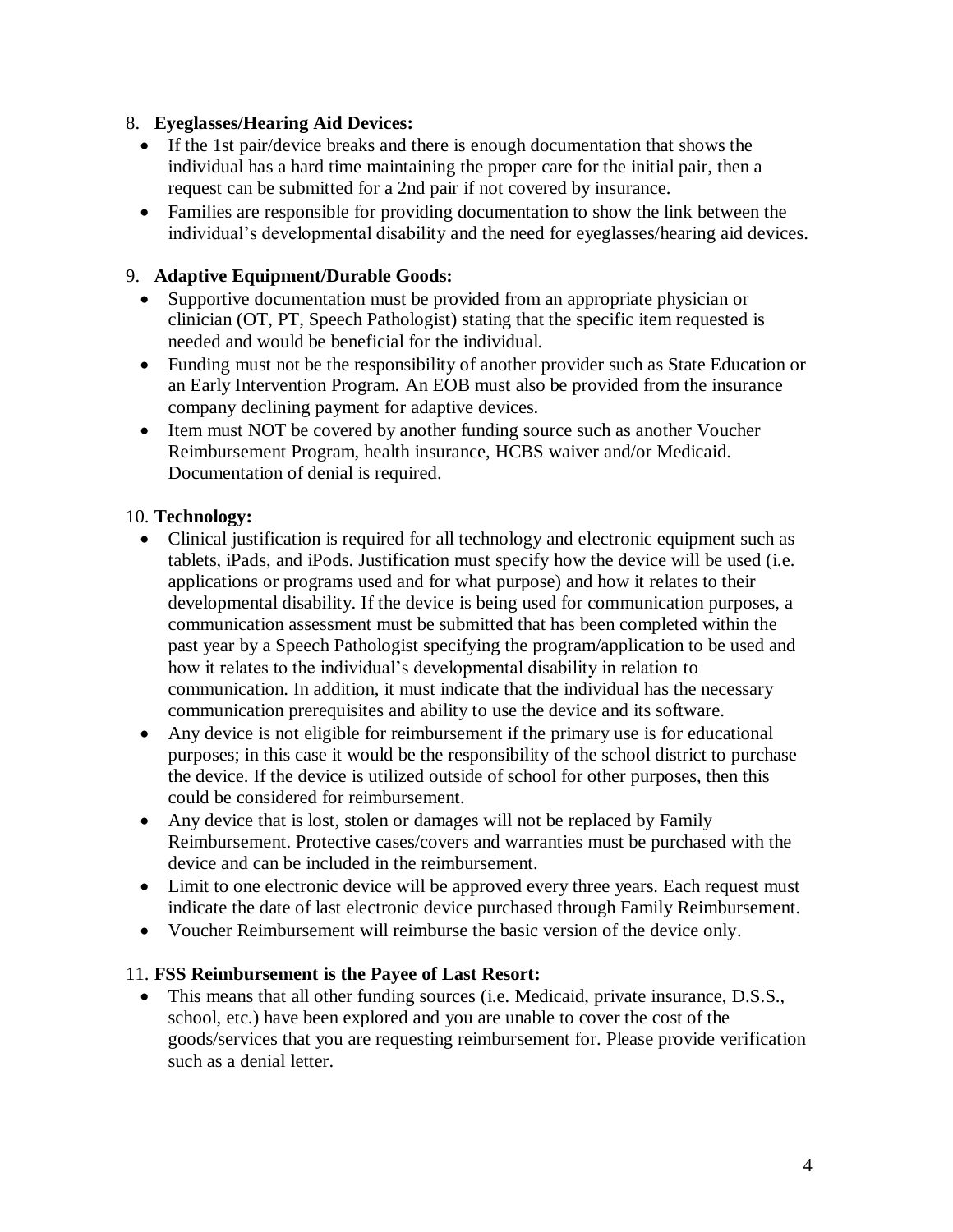8. **Eyeglasses/Hearing Aid Devices:**
   - If the 1st pair/device breaks and there is enough documentation that shows the individual has a hard time maintaining the proper care for the initial pair, then a request can be submitted for a 2nd pair if not covered by insurance.
   - Families are responsible for providing documentation to show the link between the individual's developmental disability and the need for eyeglasses/hearing aid devices.

9. **Adaptive Equipment/Durable Goods:**
   - Supportive documentation must be provided from an appropriate physician or clinician (OT, PT, Speech Pathologist) stating that the specific item requested is needed and would be beneficial for the individual.
   - Funding must not be the responsibility of another provider such as State Education or an Early Intervention Program. An EOB must also be provided from the insurance company declining payment for adaptive devices.
   - Item must NOT be covered by another funding source such as another Voucher Reimbursement Program, health insurance, HCBS waiver and/or Medicaid. Documentation of denial is required.

10. **Technology:**
    - Clinical justification is required for all technology and electronic equipment such as tablets, iPads, and iPods. Justification must specify how the device will be used (i.e. applications or programs used and for what purpose) and how it relates to their developmental disability. If the device is being used for communication purposes, a communication assessment must be submitted that has been completed within the past year by a Speech Pathologist specifying the program/application to be used and how it relates to the individual's developmental disability in relation to communication. In addition, it must indicate that the individual has the necessary communication prerequisites and ability to use the device and its software.
    - Any device is not eligible for reimbursement if the primary use is for educational purposes; in this case it would be the responsibility of the school district to purchase the device. If the device is utilized outside of school for other purposes, then this could be considered for reimbursement.
    - Any device that is lost, stolen or damages will not be replaced by Family Reimbursement. Protective cases/covers and warranties must be purchased with the device and can be included in the reimbursement.
    - Limit to one electronic device will be approved every three years. Each request must indicate the date of last electronic device purchased through Family Reimbursement.
    - Voucher Reimbursement will reimburse the basic version of the device only.

11. **FSS Reimbursement is the Payee of Last Resort:**
    - This means that all other funding sources (i.e. Medicaid, private insurance, D.S.S., school, etc.) have been explored and you are unable to cover the cost of the goods/services that you are requesting reimbursement for. Please provide verification such as a denial letter.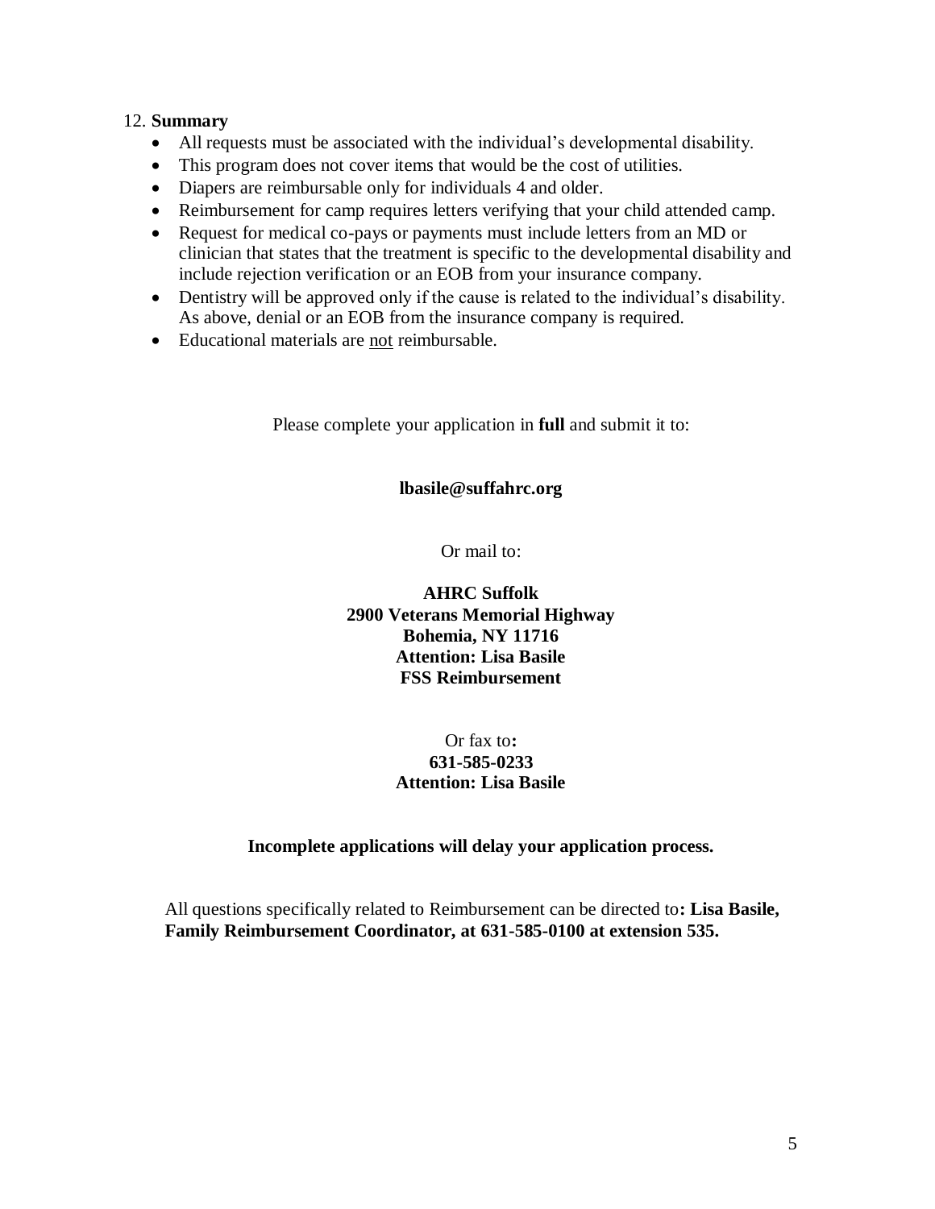12. **Summary**

- All requests must be associated with the individual's developmental disability.
- This program does not cover items that would be the cost of utilities.
- Diapers are reimbursable only for individuals 4 and older.
- Reimbursement for camp requires letters verifying that your child attended camp.
- Request for medical co-pays or payments must include letters from an MD or clinician that states that the treatment is specific to the developmental disability and include rejection verification or an EOB from your insurance company.
- Dentistry will be approved only if the cause is related to the individual's disability. As above, denial or an EOB from the insurance company is required.
- Educational materials are <u>not</u> reimbursable.

Please complete your application in **full** and submit it to:

**lbasile@suffahrc.org**

Or mail to:

**AHRC Suffolk**
**2900 Veterans Memorial Highway**
**Bohemia, NY 11716**
**Attention: Lisa Basile**
**FSS Reimbursement**

Or fax to**:**
**631-585-0233**
**Attention: Lisa Basile**

**Incomplete applications will delay your application process.**

All questions specifically related to Reimbursement can be directed to**: Lisa Basile, Family Reimbursement Coordinator, at 631-585-0100 at extension 535.**